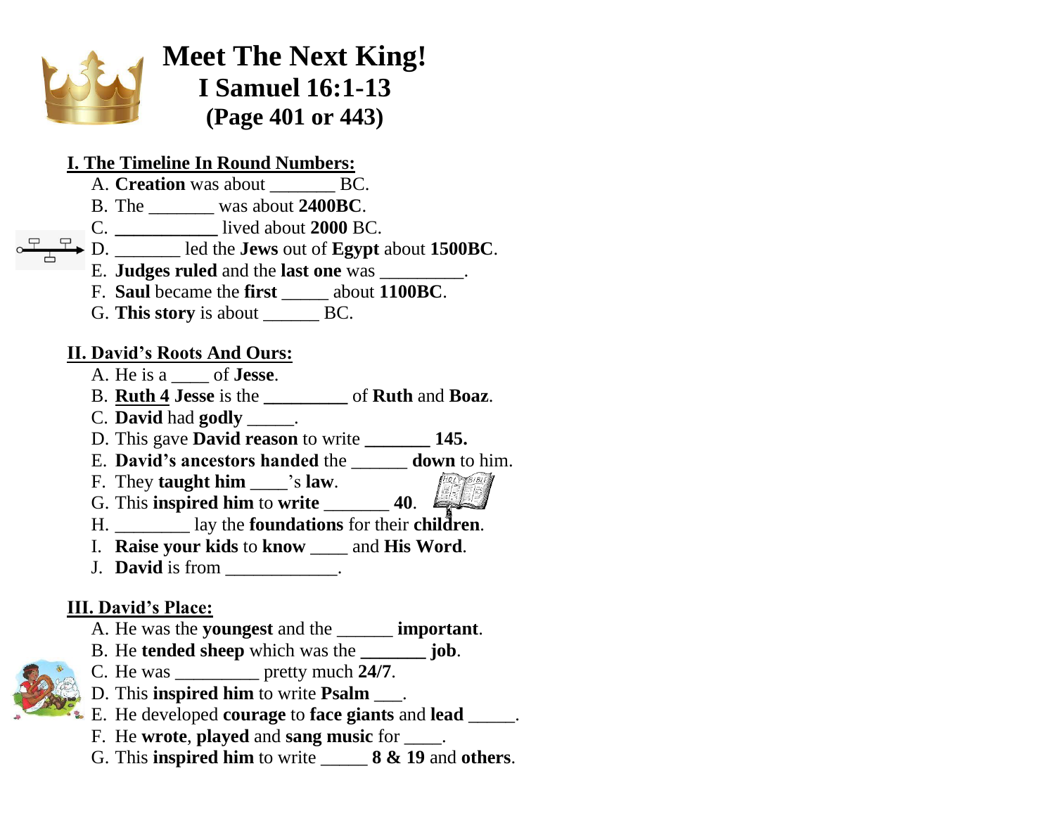# Meet The Next King!
## I Samuel 16:1-13
## (Page 401 or 443)

### I. The Timeline In Round Numbers:

A. **Creation** was about _______ BC.  
B. The _______ was about **2400BC**.  
C. **___________** lived about **2000** BC.  
D. _______ led the **Jews** out of **Egypt** about **1500BC**.  
E. **Judges ruled** and the **last one** was _________.  
F. **Saul** became the **first** _____ about **1100BC**.  
G. **This story** is about ______ BC.

### II. David's Roots And Ours:

A. He is a ____ of **Jesse**.  
B. **Ruth 4 Jesse** is the **_________** of **Ruth** and **Boaz**.  
C. **David** had **godly** _____.  
D. This gave **David reason** to write **_______ 145.**  
E. **David's ancestors handed** the ______ **down** to him.  
F. They **taught him** ____'s **law**.  
G. This **inspired him** to **write** _______ **40**.  
H. ________ lay the **foundations** for their **children**.  
I. **Raise your kids** to **know** ____ and **His Word**.  
J. **David** is from ____________.

### III. David's Place:

A. He was the **youngest** and the ______ **important**.  
B. He **tended sheep** which was the **_______ job**.  
C. He was _________ pretty much **24/7**.  
D. This **inspired him** to write **Psalm** ___.  
E. He developed **courage** to **face giants** and **lead** _____.  
F. He **wrote**, **played** and **sang music** for ____.  
G. This **inspired him** to write _____ **8 & 19** and **others**.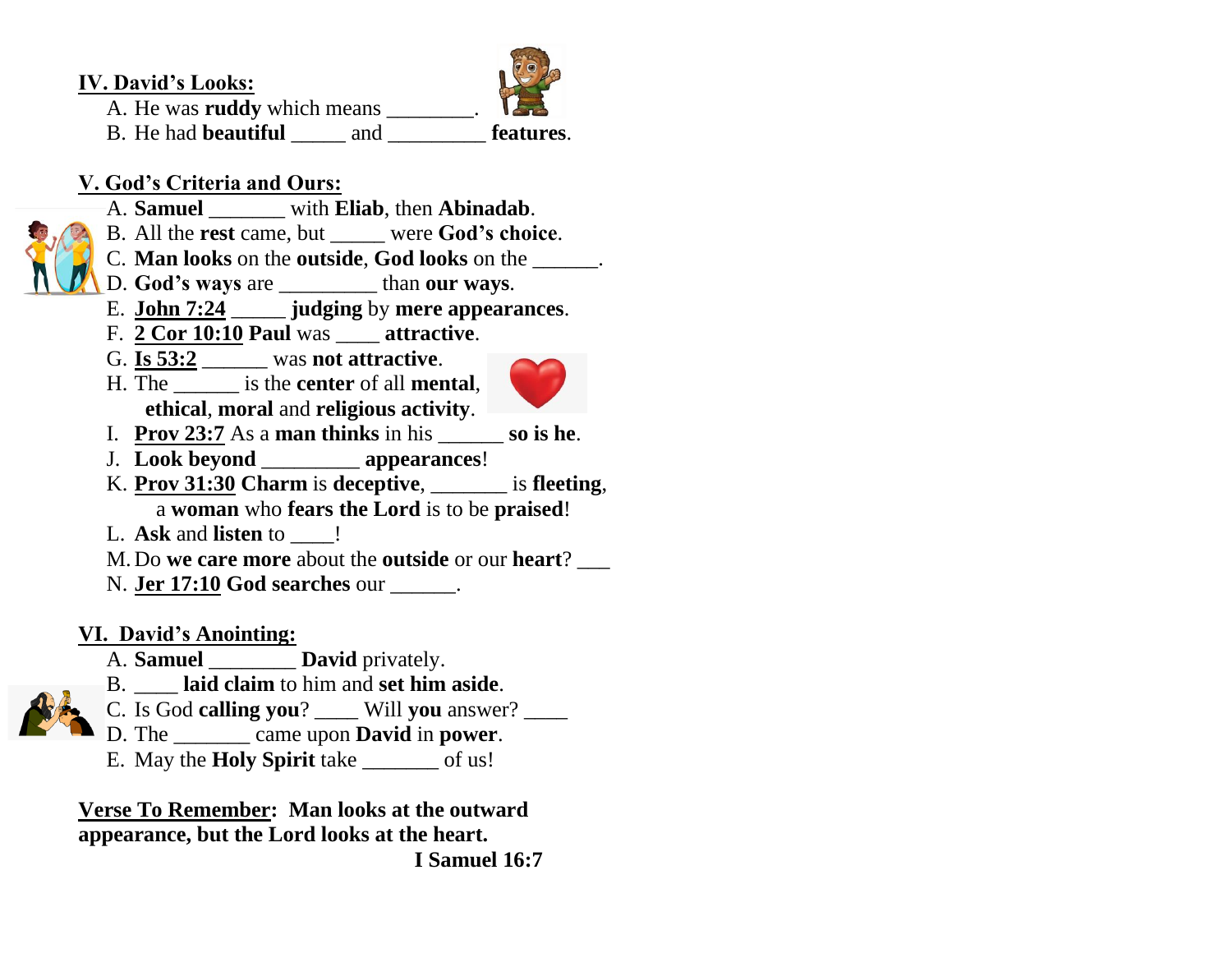**<u>IV. David's Looks:</u>**

A. He was **ruddy** which means ________.

B. He had **beautiful** _____ and _________ **features**.

**<u>V. God's Criteria and Ours:</u>**

A. **Samuel** _______ with **Eliab**, then **Abinadab**.

B. All the **rest** came, but _____ were **God's choice**.

C. **Man looks** on the **outside**, **God looks** on the ______.

D. **God's ways** are _________ than **our ways**.

E. **<u>John 7:24</u>** _____ **judging** by **mere appearances**.

F. **<u>2 Cor 10:10</u> Paul** was ____ **attractive**.

G. **<u>Is 53:2</u>** ______ was **not attractive**.

H. The ______ is the **center** of all **mental**, **ethical**, **moral** and **religious activity**.

I. **<u>Prov 23:7</u>** As a **man thinks** in his ______ **so is he**.

J. **Look beyond** _________ **appearances**!

K. **<u>Prov 31:30</u> Charm** is **deceptive**, _______ is **fleeting**, a **woman** who **fears the Lord** is to be **praised**!

L. **Ask** and **listen** to ____!

M. Do **we care more** about the **outside** or our **heart**? ___

N. **<u>Jer 17:10</u> God searches** our ______.

**<u>VI. David's Anointing:</u>**

A. **Samuel** ________ **David** privately.

B. ____ **laid claim** to him and **set him aside**.

C. Is God **calling you**? ____ Will **you** answer? ____

D. The _______ came upon **David** in **power**.

E. May the **Holy Spirit** take _______ of us!

**<u>Verse To Remember</u>: Man looks at the outward appearance, but the Lord looks at the heart.**

**I Samuel 16:7**